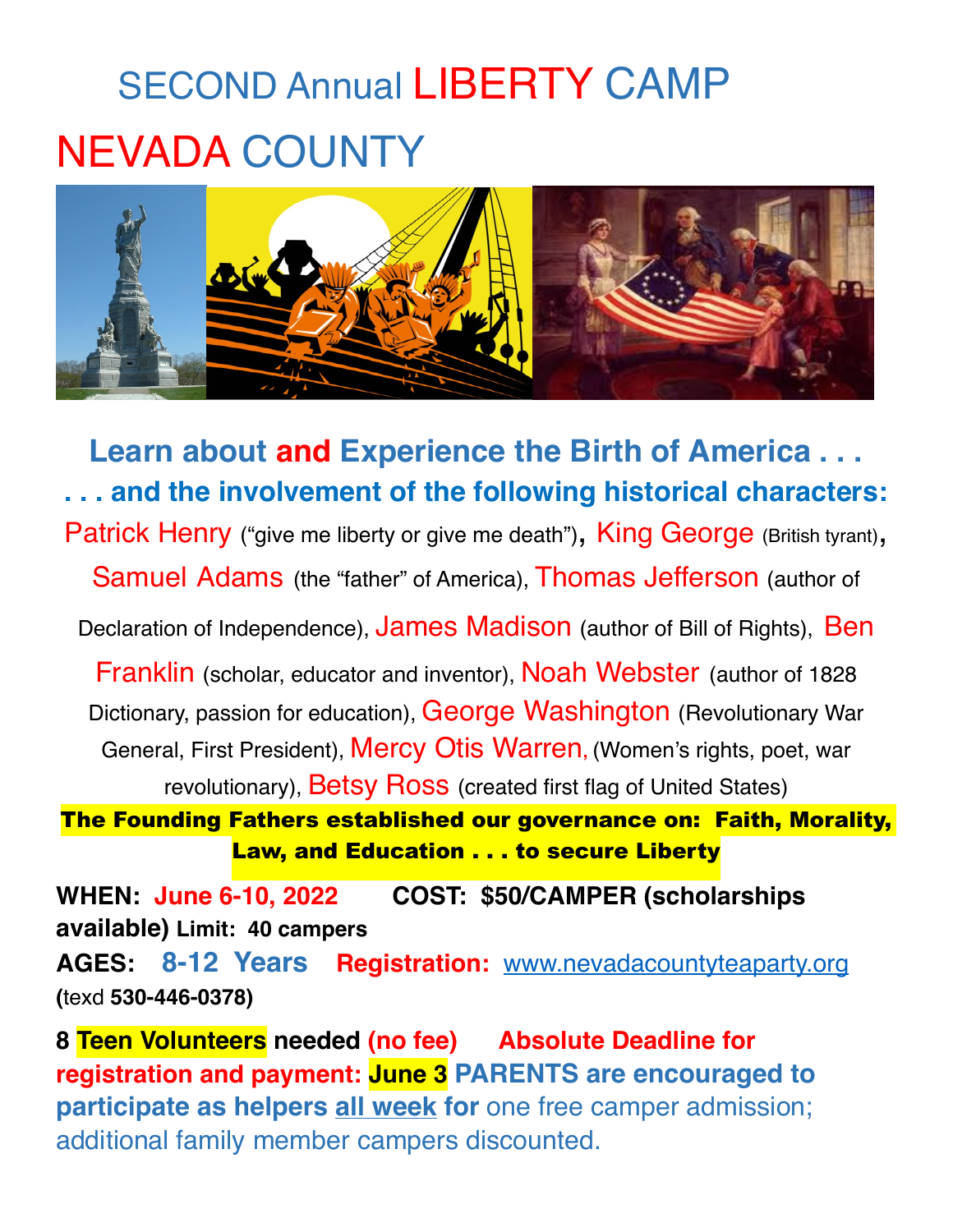# SECOND Annual LIBERTY CAMP

# NEVADA COUNTY

**Learn about and Experience the Birth of America . . .**

**. . . and the involvement of the following historical characters:**

Patrick Henry ("give me liberty or give me death"), King George (British tyrant), Samuel Adams (the "father" of America), Thomas Jefferson (author of Declaration of Independence), James Madison (author of Bill of Rights), Ben Franklin (scholar, educator and inventor), Noah Webster (author of 1828 Dictionary, passion for education), George Washington (Revolutionary War General, First President), Mercy Otis Warren, (Women's rights, poet, war revolutionary), Betsy Ross (created first flag of United States)

**The Founding Fathers established our governance on: Faith, Morality, Law, and Education . . . to secure Liberty**

**WHEN: June 6-10, 2022** **COST: $50/CAMPER (scholarships available) Limit: 40 campers**

**AGES: 8-12 Years** **Registration:** www.nevadacountyteaparty.org **(**texd **530-446-0378)**

**8 Teen Volunteers needed (no fee)** **Absolute Deadline for registration and payment: June 3** **PARENTS are encouraged to participate as helpers all week for** one free camper admission; additional family member campers discounted.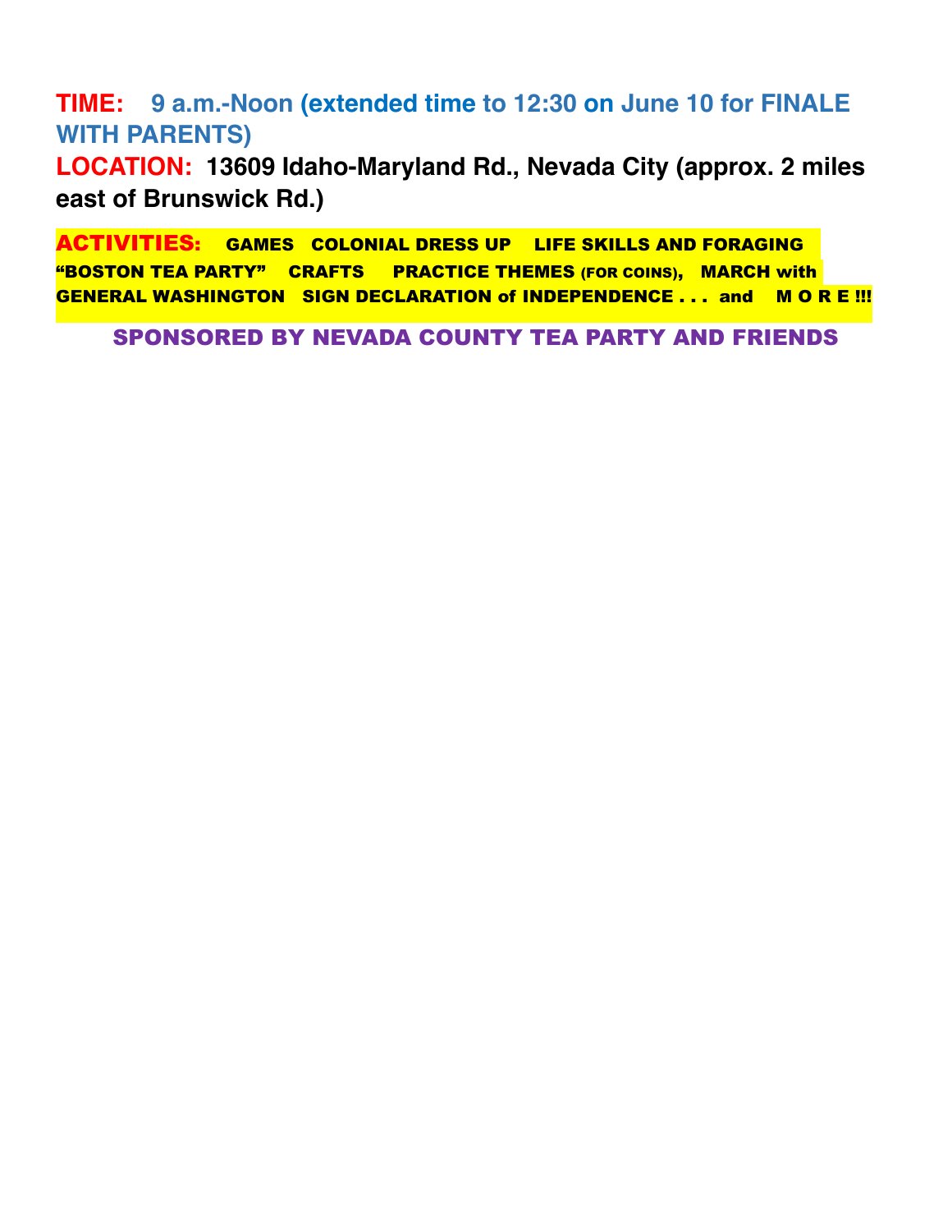**TIME:** **9 a.m.-Noon (extended time to 12:30 on June 10 for FINALE WITH PARENTS)**

**LOCATION:** **13609 Idaho-Maryland Rd., Nevada City (approx. 2 miles east of Brunswick Rd.)**

**ACTIVITIES:** **GAMES COLONIAL DRESS UP LIFE SKILLS AND FORAGING "BOSTON TEA PARTY" CRAFTS PRACTICE THEMES (FOR COINS), MARCH with GENERAL WASHINGTON SIGN DECLARATION of INDEPENDENCE . . . and M O R E !!!**

**SPONSORED BY NEVADA COUNTY TEA PARTY AND FRIENDS**